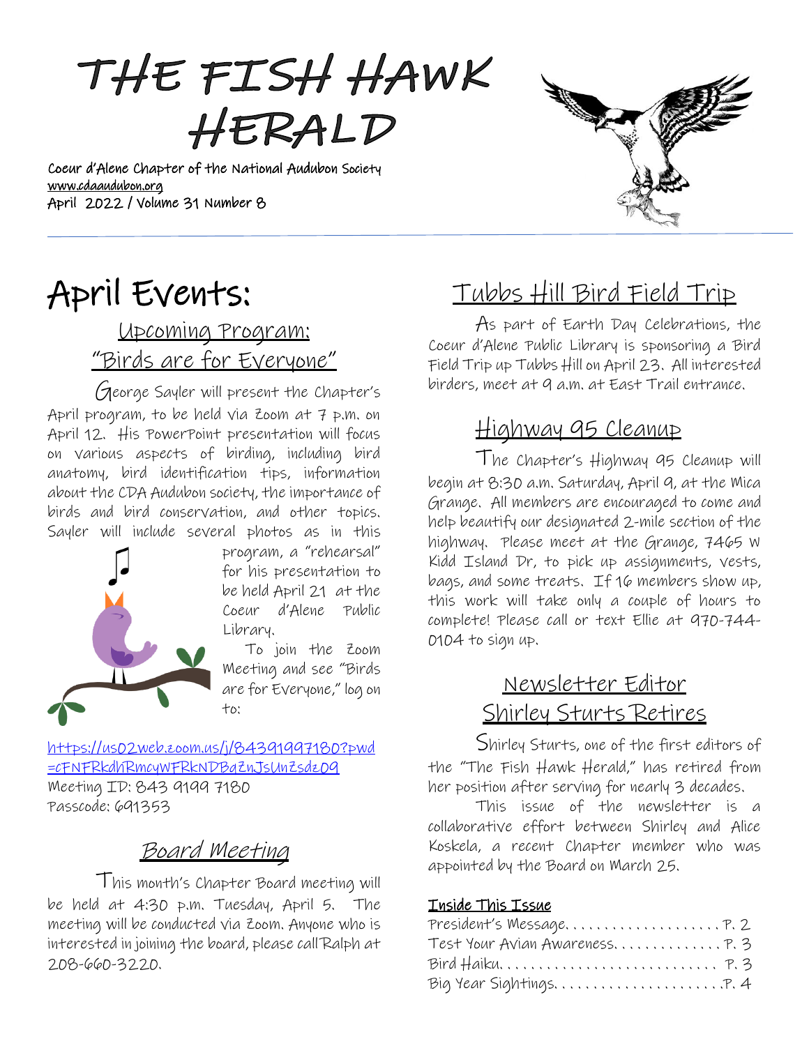# THE FISH HAWK HERALD

Coeur d'Alene Chapter of the National Audubon Society
www.cdaaudubon.org
April 2022 / Volume 31 Number 8

# April Events:

## Upcoming Program: "Birds are for Everyone"

George Sayler will present the Chapter's April program, to be held via Zoom at 7 p.m. on April 12. His PowerPoint presentation will focus on various aspects of birding, including bird anatomy, bird identification tips, information about the CDA Audubon society, the importance of birds and bird conservation, and other topics. Sayler will include several photos as in this program, a "rehearsal" for his presentation to be held April 21 at the Coeur d'Alene Public Library.

To join the Zoom Meeting and see "Birds are for Everyone," log on to:

https://us02web.zoom.us/j/84391997180?pwd=cFNFRkdhRmcyWFRkNDBqZnJsUnZsdz09
Meeting ID: 843 9199 7180
Passcode: 691353

## Board Meeting

This month's Chapter Board meeting will be held at 4:30 p.m. Tuesday, April 5. The meeting will be conducted via Zoom. Anyone who is interested in joining the board, please call Ralph at 208-660-3220.

## Tubbs Hill Bird Field Trip

As part of Earth Day Celebrations, the Coeur d'Alene Public Library is sponsoring a Bird Field Trip up Tubbs Hill on April 23. All interested birders, meet at 9 a.m. at East Trail entrance.

## Highway 95 Cleanup

The Chapter's Highway 95 Cleanup will begin at 8:30 a.m. Saturday, April 9, at the Mica Grange. All members are encouraged to come and help beautify our designated 2-mile section of the highway. Please meet at the Grange, 7465 W Kidd Island Dr, to pick up assignments, vests, bags, and some treats. If 16 members show up, this work will take only a couple of hours to complete! Please call or text Ellie at 970-744-0104 to sign up.

## Newsletter Editor Shirley Sturts Retires

Shirley Sturts, one of the first editors of the "The Fish Hawk Herald," has retired from her position after serving for nearly 3 decades.

This issue of the newsletter is a collaborative effort between Shirley and Alice Koskela, a recent Chapter member who was appointed by the Board on March 25.

**Inside This Issue**

| | |
|---|---|
| President's Message | P. 2 |
| Test Your Avian Awareness | P. 3 |
| Bird Haiku | P. 3 |
| Big Year Sightings | P. 4 |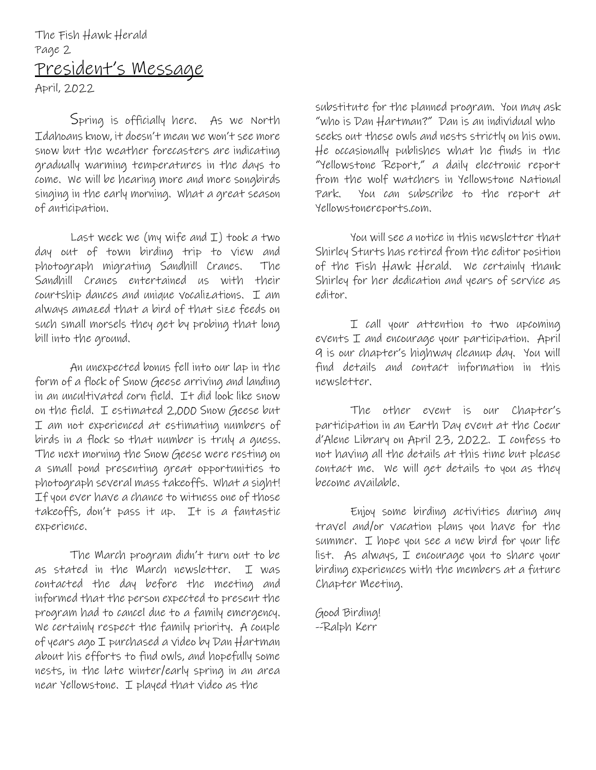## President's Message

April, 2022

Spring is officially here. As we North Idahoans know, it doesn't mean we won't see more snow but the weather forecasters are indicating gradually warming temperatures in the days to come. We will be hearing more and more songbirds singing in the early morning. What a great season of anticipation.

Last week we (my wife and I) took a two day out of town birding trip to view and photograph migrating Sandhill Cranes. The Sandhill Cranes entertained us with their courtship dances and unique vocalizations. I am always amazed that a bird of that size feeds on such small morsels they get by probing that long bill into the ground.

An unexpected bonus fell into our lap in the form of a flock of Snow Geese arriving and landing in an uncultivated corn field. It did look like snow on the field. I estimated 2,000 Snow Geese but I am not experienced at estimating numbers of birds in a flock so that number is truly a guess. The next morning the Snow Geese were resting on a small pond presenting great opportunities to photograph several mass takeoffs. What a sight! If you ever have a chance to witness one of those takeoffs, don't pass it up. It is a fantastic experience.

The March program didn't turn out to be as stated in the March newsletter. I was contacted the day before the meeting and informed that the person expected to present the program had to cancel due to a family emergency. We certainly respect the family priority. A couple of years ago I purchased a video by Dan Hartman about his efforts to find owls, and hopefully some nests, in the late winter/early spring in an area near Yellowstone. I played that video as the substitute for the planned program. You may ask "who is Dan Hartman?" Dan is an individual who seeks out these owls and nests strictly on his own. He occasionally publishes what he finds in the "Yellowstone Report," a daily electronic report from the wolf watchers in Yellowstone National Park. You can subscribe to the report at Yellowstonereports.com.

You will see a notice in this newsletter that Shirley Sturts has retired from the editor position of the Fish Hawk Herald. We certainly thank Shirley for her dedication and years of service as editor.

I call your attention to two upcoming events I and encourage your participation. April 9 is our chapter's highway cleanup day. You will find details and contact information in this newsletter.

The other event is our Chapter's participation in an Earth Day event at the Coeur d'Alene Library on April 23, 2022. I confess to not having all the details at this time but please contact me. We will get details to you as they become available.

Enjoy some birding activities during any travel and/or vacation plans you have for the summer. I hope you see a new bird for your life list. As always, I encourage you to share your birding experiences with the members at a future Chapter Meeting.

Good Birding!
--Ralph Kerr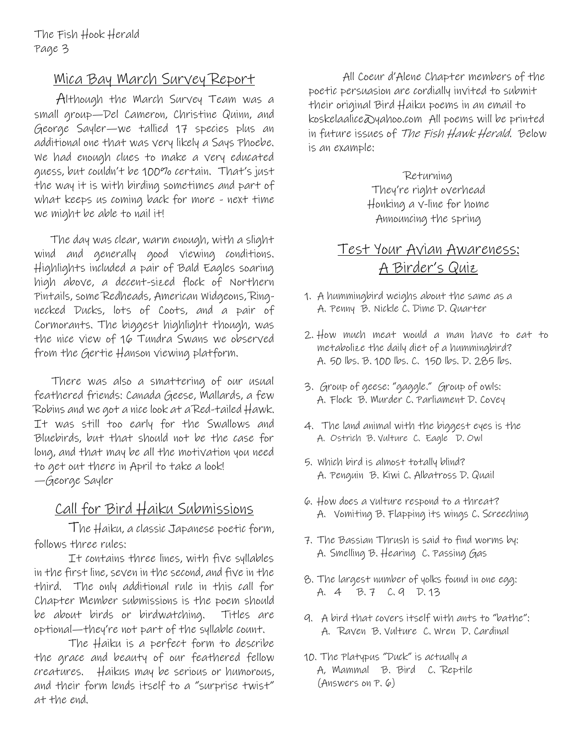## Mica Bay March Survey Report

Although the March Survey Team was a small group—Del Cameron, Christine Quinn, and George Sayler—we tallied 17 species plus an additional one that was very likely a Says Phoebe. We had enough clues to make a very educated guess, but couldn't be 100% certain. That's just the way it is with birding sometimes and part of what keeps us coming back for more - next time we might be able to nail it!

The day was clear, warm enough, with a slight wind and generally good viewing conditions. Highlights included a pair of Bald Eagles soaring high above, a decent-sized flock of Northern Pintails, some Redheads, American Widgeons, Ring-necked Ducks, lots of Coots, and a pair of Cormorants. The biggest highlight though, was the nice view of 16 Tundra Swans we observed from the Gertie Hanson viewing platform.

There was also a smattering of our usual feathered friends: Canada Geese, Mallards, a few Robins and we got a nice look at a Red-tailed Hawk. It was still too early for the Swallows and Bluebirds, but that should not be the case for long, and that may be all the motivation you need to get out there in April to take a look!
—George Sayler

## Call for Bird Haiku Submissions

The Haiku, a classic Japanese poetic form, follows three rules:

It contains three lines, with five syllables in the first line, seven in the second, and five in the third. The only additional rule in this call for Chapter Member submissions is the poem should be about birds or birdwatching. Titles are optional—they're not part of the syllable count.

The Haiku is a perfect form to describe the grace and beauty of our feathered fellow creatures. Haikus may be serious or humorous, and their form lends itself to a "surprise twist" at the end.

All Coeur d'Alene Chapter members of the poetic persuasion are cordially invited to submit their original Bird Haiku poems in an email to koskelaalice@yahoo.com All poems will be printed in future issues of *The Fish Hawk Herald*. Below is an example:

Returning
They're right overhead
Honking a V-line for home
Announcing the spring

## Test Your Avian Awareness: A Birder's Quiz

1. A hummingbird weighs about the same as a
   A. Penny B. Nickle C. Dime D. Quarter
2. How much meat would a man have to eat to metabolize the daily diet of a hummingbird?
   A. 50 lbs. B. 100 lbs. C. 150 lbs. D. 285 lbs.
3. Group of geese: "gaggle." Group of owls:
   A. Flock B. Murder C. Parliament D. Covey
4. The land animal with the biggest eyes is the
   A. Ostrich B. Vulture C. Eagle D. Owl
5. Which bird is almost totally blind?
   A. Penguin B. Kiwi C. Albatross D. Quail
6. How does a vulture respond to a threat?
   A. Vomiting B. Flapping its wings C. Screeching
7. The Bassian Thrush is said to find worms by:
   A. Smelling B. Hearing C. Passing Gas
8. The largest number of yolks found in one egg:
   A. 4 B. 7 C. 9 D. 13
9. A bird that covers itself with ants to "bathe":
   A. Raven B. Vulture C. Wren D. Cardinal
10. The Platypus "Duck" is actually a
    A, Mammal B. Bird C. Reptile

(Answers on P. 6)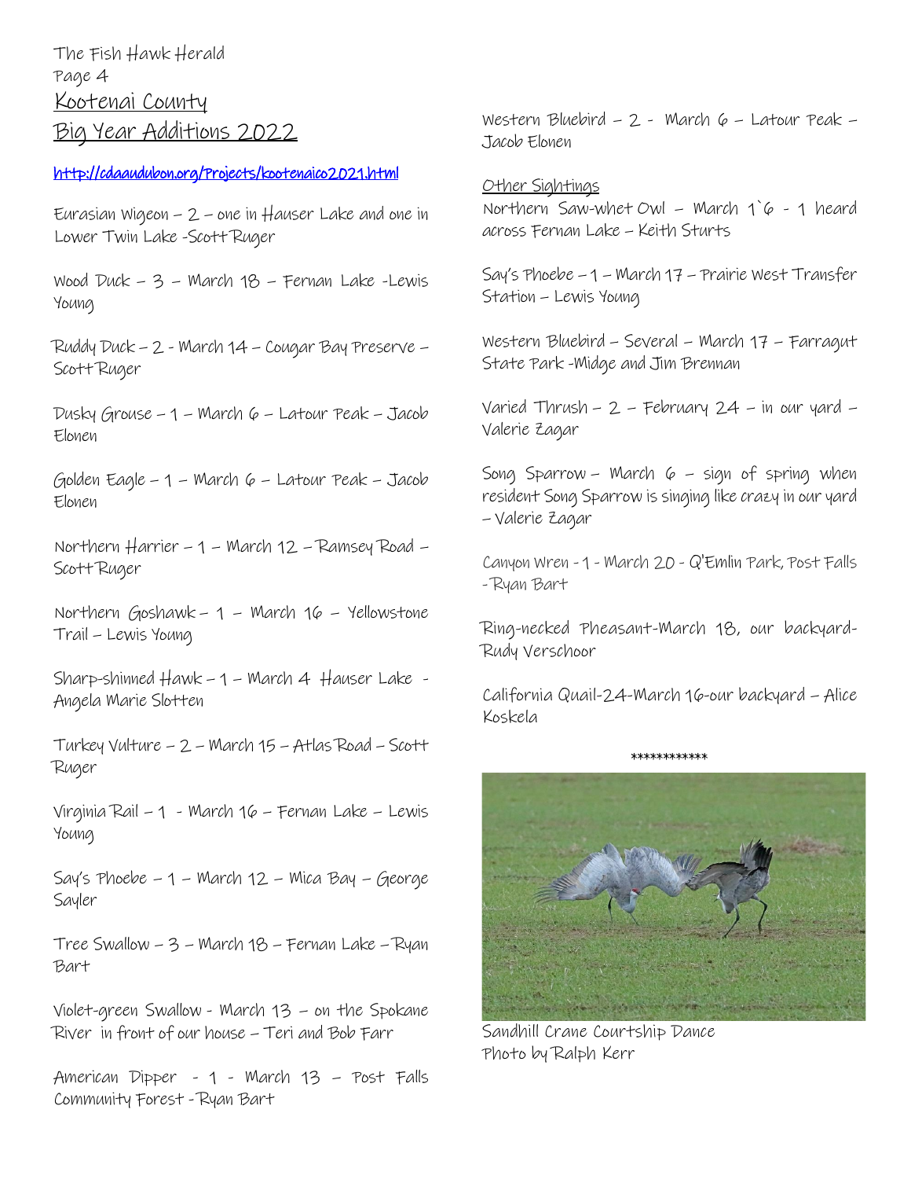## Kootenai County

## Big Year Additions 2022

http://cdaaudubon.org/Projects/kootenaico2021.html

Eurasian Wigeon – 2 – one in Hauser Lake and one in Lower Twin Lake -Scott Ruger

Wood Duck – 3 – March 18 – Fernan Lake -Lewis Young

Ruddy Duck – 2 - March 14 – Cougar Bay Preserve – Scott Ruger

Dusky Grouse – 1 – March 6 – Latour Peak – Jacob Elonen

Golden Eagle – 1 – March 6 – Latour Peak – Jacob Elonen

Northern Harrier – 1 – March 12 – Ramsey Road – Scott Ruger

Northern Goshawk – 1 – March 16 – Yellowstone Trail – Lewis Young

Sharp-shinned Hawk – 1 – March 4 Hauser Lake - Angela Marie Slotten

Turkey Vulture – 2 – March 15 – Atlas Road – Scott Ruger

Virginia Rail – 1 - March 16 – Fernan Lake – Lewis Young

Say's Phoebe – 1 – March 12 – Mica Bay – George Sayler

Tree Swallow – 3 – March 18 – Fernan Lake – Ryan Bart

Violet-green Swallow - March 13 – on the Spokane River in front of our house – Teri and Bob Farr

American Dipper - 1 - March 13 – Post Falls Community Forest - Ryan Bart

Western Bluebird – 2 - March 6 – Latour Peak – Jacob Elonen

### Other Sightings

Northern Saw-whet Owl – March 1`6 - 1 heard across Fernan Lake – Keith Sturts

Say's Phoebe – 1 – March 17 – Prairie West Transfer Station – Lewis Young

Western Bluebird – Several – March 17 – Farragut State Park -Midge and Jim Brennan

Varied Thrush – 2 – February 24 – in our yard – Valerie Zagar

Song Sparrow – March 6 – sign of spring when resident Song Sparrow is singing like crazy in our yard – Valerie Zagar

Canyon Wren - 1 - March 20 - Q'Emlin Park, Post Falls - Ryan Bart

Ring-necked Pheasant-March 18, our backyard-Rudy Verschoor

California Quail-24-March 16-our backyard – Alice Koskela

************

Sandhill Crane Courtship Dance
Photo by Ralph Kerr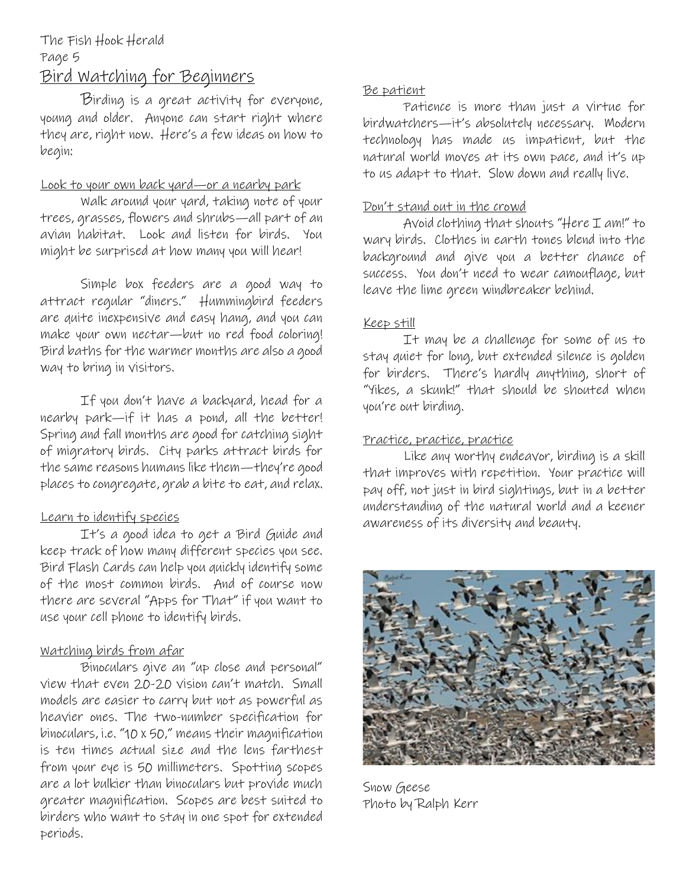# Bird Watching for Beginners

Birding is a great activity for everyone, young and older. Anyone can start right where they are, right now. Here's a few ideas on how to begin:

## Look to your own back yard—or a nearby park

Walk around your yard, taking note of your trees, grasses, flowers and shrubs—all part of an avian habitat. Look and listen for birds. You might be surprised at how many you will hear!

Simple box feeders are a good way to attract regular "diners." Hummingbird feeders are quite inexpensive and easy hang, and you can make your own nectar—but no red food coloring! Bird baths for the warmer months are also a good way to bring in visitors.

If you don't have a backyard, head for a nearby park—if it has a pond, all the better! Spring and fall months are good for catching sight of migratory birds. City parks attract birds for the same reasons humans like them—they're good places to congregate, grab a bite to eat, and relax.

## Learn to identify species

It's a good idea to get a Bird Guide and keep track of how many different species you see. Bird Flash Cards can help you quickly identify some of the most common birds. And of course now there are several "Apps for That" if you want to use your cell phone to identify birds.

## Watching birds from afar

Binoculars give an "up close and personal" view that even 20-20 vision can't match. Small models are easier to carry but not as powerful as heavier ones. The two-number specification for binoculars, i.e. "10 x 50," means their magnification is ten times actual size and the lens farthest from your eye is 50 millimeters. Spotting scopes are a lot bulkier than binoculars but provide much greater magnification. Scopes are best suited to birders who want to stay in one spot for extended periods.

## Be patient

Patience is more than just a virtue for birdwatchers—it's absolutely necessary. Modern technology has made us impatient, but the natural world moves at its own pace, and it's up to us adapt to that. Slow down and really live.

## Don't stand out in the crowd

Avoid clothing that shouts "Here I am!" to wary birds. Clothes in earth tones blend into the background and give you a better chance of success. You don't need to wear camouflage, but leave the lime green windbreaker behind.

## Keep still

It may be a challenge for some of us to stay quiet for long, but extended silence is golden for birders. There's hardly anything, short of "Yikes, a skunk!" that should be shouted when you're out birding.

## Practice, practice, practice

Like any worthy endeavor, birding is a skill that improves with repetition. Your practice will pay off, not just in bird sightings, but in a better understanding of the natural world and a keener awareness of its diversity and beauty.

Snow Geese
Photo by Ralph Kerr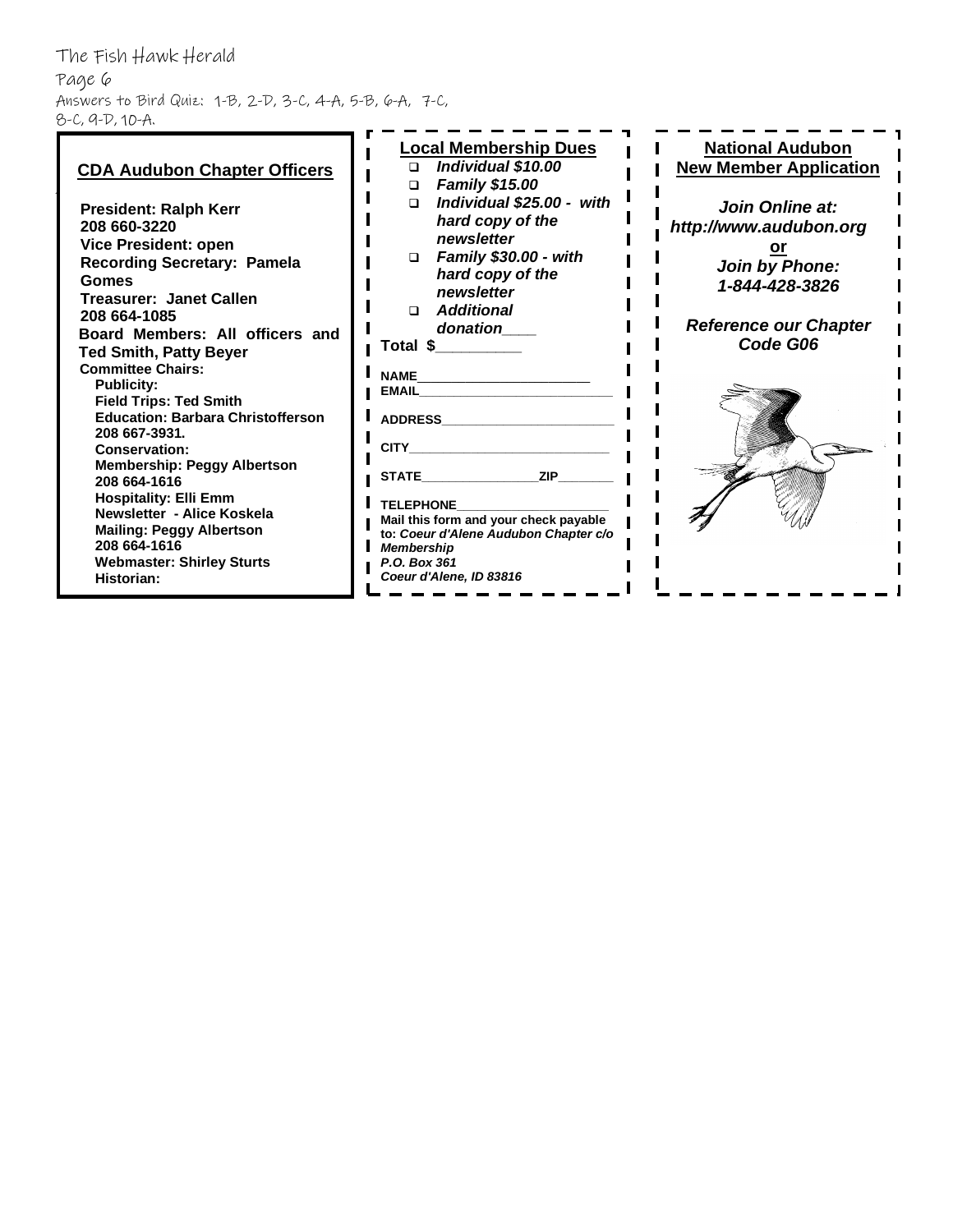The Fish Hawk Herald

Answers to Bird Quiz: 1-B, 2-D, 3-C, 4-A, 5-B, 6-A, 7-C, 8-C, 9-D, 10-A.

## CDA Audubon Chapter Officers

**President: Ralph Kerr**
**208 660-3220**
**Vice President: open**
**Recording Secretary: Pamela Gomes**
**Treasurer: Janet Callen**
**208 664-1085**
**Board Members: All officers and Ted Smith, Patty Beyer**

**Committee Chairs:**
- **Publicity:**
- **Field Trips: Ted Smith**
- **Education: Barbara Christofferson 208 667-3931.**
- **Conservation:**
- **Membership: Peggy Albertson 208 664-1616**
- **Hospitality: Elli Emm**
- **Newsletter - Alice Koskela**
- **Mailing: Peggy Albertson 208 664-1616**
- **Webmaster: Shirley Sturts**
- **Historian:**

## Local Membership Dues

- ❑ ***Individual $10.00***
- ❑ ***Family $15.00***
- ❑ ***Individual $25.00 - with hard copy of the newsletter***
- ❑ ***Family $30.00 - with hard copy of the newsletter***
- ❑ ***Additional donation____***

**Total $__________**

**NAME________________________**
**EMAIL___________________________**
**ADDRESS________________________**
**CITY____________________________**
**STATE________________ZIP________**
**TELEPHONE_____________________**

**Mail this form and your check payable to:** ***Coeur d'Alene Audubon Chapter c/o Membership***
***P.O. Box 361***
***Coeur d'Alene, ID 83816***

## National Audubon New Member Application

***Join Online at:***
***http://www.audubon.org***
**or**
***Join by Phone:***
***1-844-428-3826***

***Reference our Chapter Code G06***